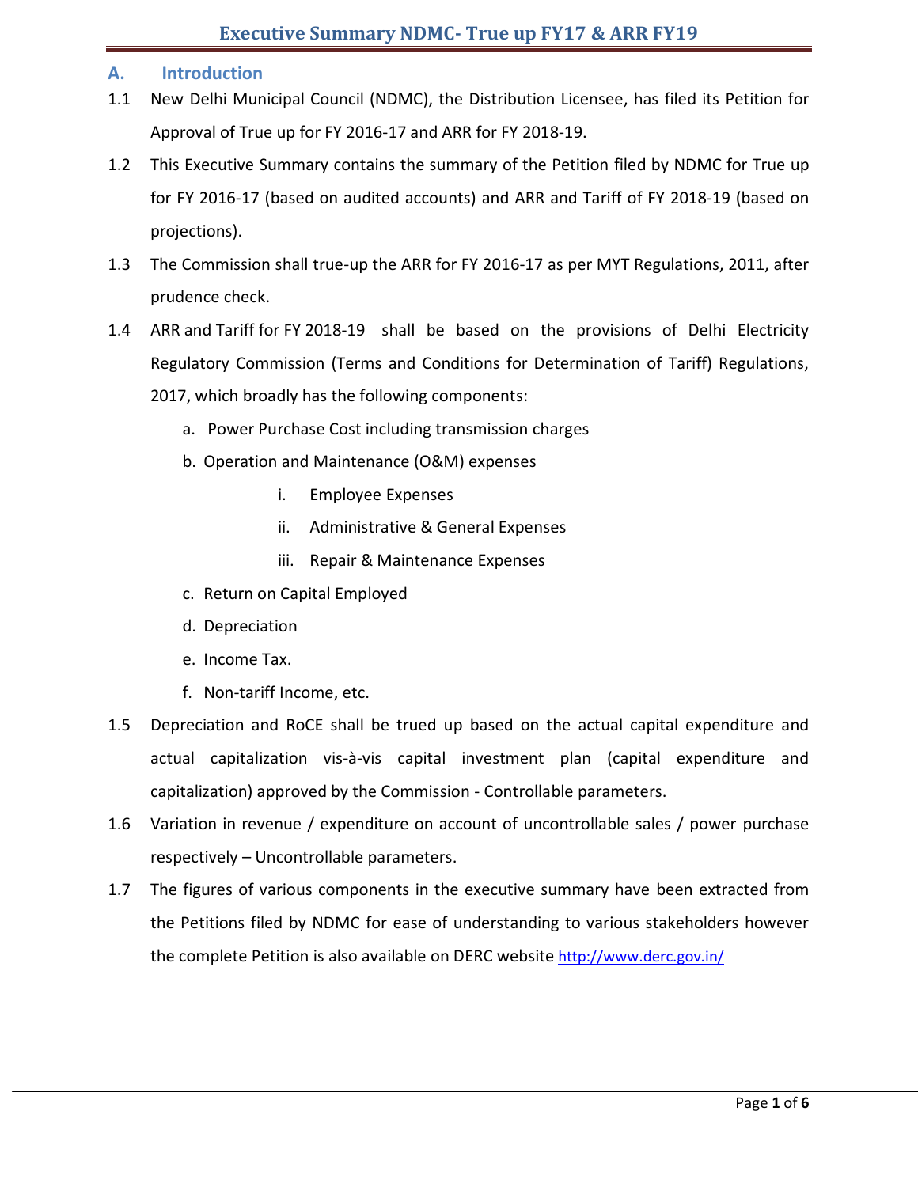# Executive Summary NDMC- True up FY17 & ARR FY19

## A. Introduction

1.1 New Delhi Municipal Council (NDMC), the Distribution Licensee, has filed its Petition for Approval of True up for FY 2016-17 and ARR for FY 2018-19.

1.2 This Executive Summary contains the summary of the Petition filed by NDMC for True up for FY 2016-17 (based on audited accounts) and ARR and Tariff of FY 2018-19 (based on projections).

1.3 The Commission shall true-up the ARR for FY 2016-17 as per MYT Regulations, 2011, after prudence check.

1.4 ARR and Tariff for FY 2018-19 shall be based on the provisions of Delhi Electricity Regulatory Commission (Terms and Conditions for Determination of Tariff) Regulations, 2017, which broadly has the following components:

   a. Power Purchase Cost including transmission charges
   b. Operation and Maintenance (O&M) expenses
      i. Employee Expenses
      ii. Administrative & General Expenses
      iii. Repair & Maintenance Expenses
   c. Return on Capital Employed
   d. Depreciation
   e. Income Tax.
   f. Non-tariff Income, etc.

1.5 Depreciation and RoCE shall be trued up based on the actual capital expenditure and actual capitalization vis-à-vis capital investment plan (capital expenditure and capitalization) approved by the Commission - Controllable parameters.

1.6 Variation in revenue / expenditure on account of uncontrollable sales / power purchase respectively – Uncontrollable parameters.

1.7 The figures of various components in the executive summary have been extracted from the Petitions filed by NDMC for ease of understanding to various stakeholders however the complete Petition is also available on DERC website http://www.derc.gov.in/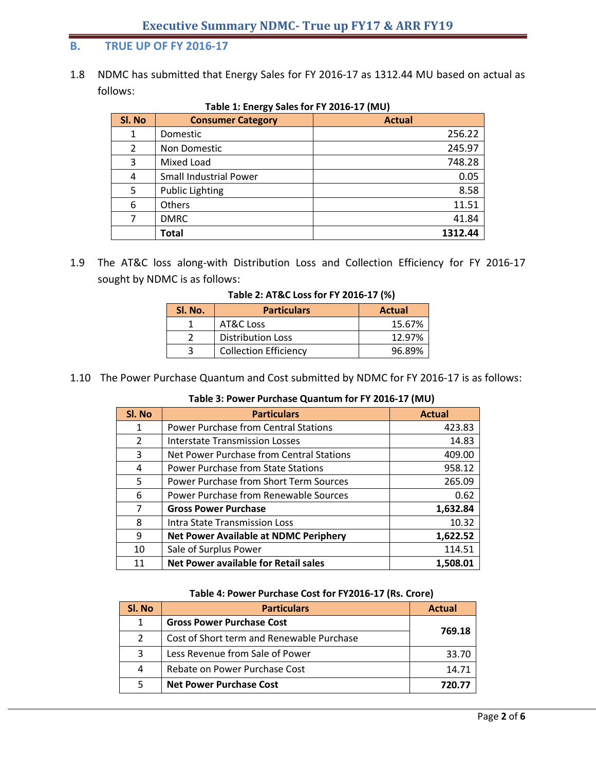## B. TRUE UP OF FY 2016-17

1.8 NDMC has submitted that Energy Sales for FY 2016-17 as 1312.44 MU based on actual as follows:

**Table 1: Energy Sales for FY 2016-17 (MU)**

| Sl. No | Consumer Category | Actual |
|---|---|---|
| 1 | Domestic | 256.22 |
| 2 | Non Domestic | 245.97 |
| 3 | Mixed Load | 748.28 |
| 4 | Small Industrial Power | 0.05 |
| 5 | Public Lighting | 8.58 |
| 6 | Others | 11.51 |
| 7 | DMRC | 41.84 |
| | **Total** | **1312.44** |

1.9 The AT&C loss along-with Distribution Loss and Collection Efficiency for FY 2016-17 sought by NDMC is as follows:

**Table 2: AT&C Loss for FY 2016-17 (%)**

| Sl. No. | Particulars | Actual |
|---|---|---|
| 1 | AT&C Loss | 15.67% |
| 2 | Distribution Loss | 12.97% |
| 3 | Collection Efficiency | 96.89% |

1.10 The Power Purchase Quantum and Cost submitted by NDMC for FY 2016-17 is as follows:

**Table 3: Power Purchase Quantum for FY 2016-17 (MU)**

| Sl. No | Particulars | Actual |
|---|---|---|
| 1 | Power Purchase from Central Stations | 423.83 |
| 2 | Interstate Transmission Losses | 14.83 |
| 3 | Net Power Purchase from Central Stations | 409.00 |
| 4 | Power Purchase from State Stations | 958.12 |
| 5 | Power Purchase from Short Term Sources | 265.09 |
| 6 | Power Purchase from Renewable Sources | 0.62 |
| 7 | **Gross Power Purchase** | **1,632.84** |
| 8 | Intra State Transmission Loss | 10.32 |
| 9 | **Net Power Available at NDMC Periphery** | **1,622.52** |
| 10 | Sale of Surplus Power | 114.51 |
| 11 | **Net Power available for Retail sales** | **1,508.01** |

**Table 4: Power Purchase Cost for FY2016-17 (Rs. Crore)**

| Sl. No | Particulars | Actual |
|---|---|---|
| 1 | **Gross Power Purchase Cost** | **769.18** |
| 2 | Cost of Short term and Renewable Purchase | |
| 3 | Less Revenue from Sale of Power | 33.70 |
| 4 | Rebate on Power Purchase Cost | 14.71 |
| 5 | **Net Power Purchase Cost** | **720.77** |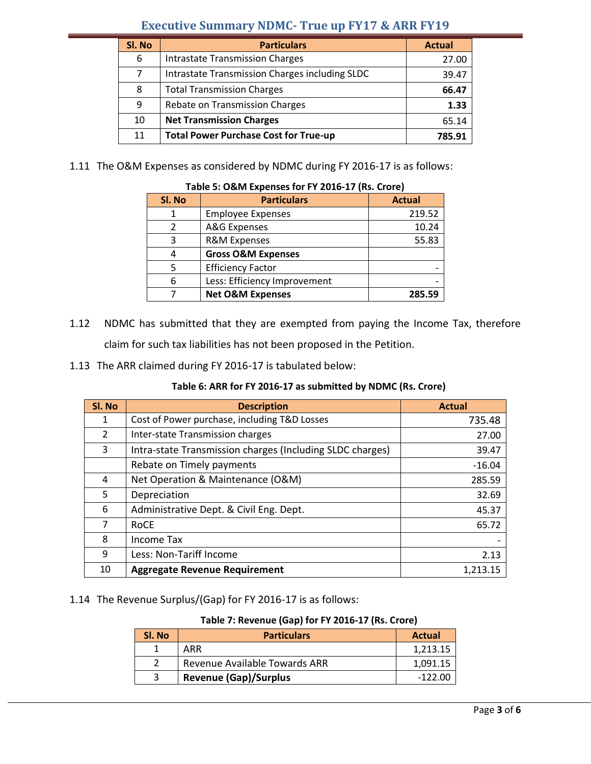| Sl. No | Particulars | Actual |
|---|---|---|
| 6 | Intrastate Transmission Charges | 27.00 |
| 7 | Intrastate Transmission Charges including SLDC | 39.47 |
| 8 | Total Transmission Charges | **66.47** |
| 9 | Rebate on Transmission Charges | **1.33** |
| 10 | **Net Transmission Charges** | 65.14 |
| 11 | **Total Power Purchase Cost for True-up** | **785.91** |

1.11 The O&M Expenses as considered by NDMC during FY 2016-17 is as follows:

**Table 5: O&M Expenses for FY 2016-17 (Rs. Crore)**

| Sl. No | Particulars | Actual |
|---|---|---|
| 1 | Employee Expenses | 219.52 |
| 2 | A&G Expenses | 10.24 |
| 3 | R&M Expenses | 55.83 |
| 4 | **Gross O&M Expenses** | |
| 5 | Efficiency Factor | - |
| 6 | Less: Efficiency Improvement | - |
| 7 | **Net O&M Expenses** | **285.59** |

1.12 NDMC has submitted that they are exempted from paying the Income Tax, therefore claim for such tax liabilities has not been proposed in the Petition.

1.13 The ARR claimed during FY 2016-17 is tabulated below:

**Table 6: ARR for FY 2016-17 as submitted by NDMC (Rs. Crore)**

| Sl. No | Description | Actual |
|---|---|---|
| 1 | Cost of Power purchase, including T&D Losses | 735.48 |
| 2 | Inter-state Transmission charges | 27.00 |
| 3 | Intra-state Transmission charges (Including SLDC charges) | 39.47 |
| | Rebate on Timely payments | -16.04 |
| 4 | Net Operation & Maintenance (O&M) | 285.59 |
| 5 | Depreciation | 32.69 |
| 6 | Administrative Dept. & Civil Eng. Dept. | 45.37 |
| 7 | RoCE | 65.72 |
| 8 | Income Tax | - |
| 9 | Less: Non-Tariff Income | 2.13 |
| 10 | **Aggregate Revenue Requirement** | 1,213.15 |

1.14 The Revenue Surplus/(Gap) for FY 2016-17 is as follows:

**Table 7: Revenue (Gap) for FY 2016-17 (Rs. Crore)**

| Sl. No | Particulars | Actual |
|---|---|---|
| 1 | ARR | 1,213.15 |
| 2 | Revenue Available Towards ARR | 1,091.15 |
| 3 | **Revenue (Gap)/Surplus** | -122.00 |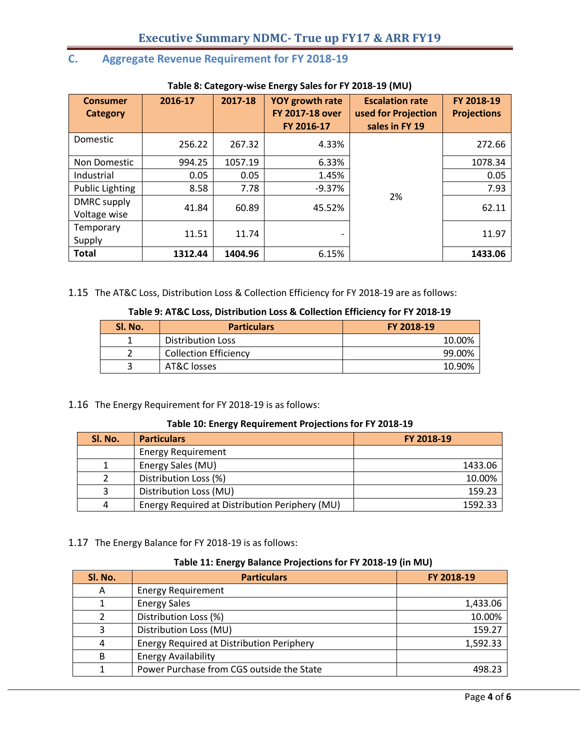## C. Aggregate Revenue Requirement for FY 2018-19

**Table 8: Category-wise Energy Sales for FY 2018-19 (MU)**

| Consumer Category | 2016-17 | 2017-18 | YOY growth rate FY 2017-18 over FY 2016-17 | Escalation rate used for Projection sales in FY 19 | FY 2018-19 Projections |
|---|---|---|---|---|---|
| Domestic | 256.22 | 267.32 | 4.33% | 2% | 272.66 |
| Non Domestic | 994.25 | 1057.19 | 6.33% | | 1078.34 |
| Industrial | 0.05 | 0.05 | 1.45% | | 0.05 |
| Public Lighting | 8.58 | 7.78 | -9.37% | | 7.93 |
| DMRC supply Voltage wise | 41.84 | 60.89 | 45.52% | | 62.11 |
| Temporary Supply | 11.51 | 11.74 | - | | 11.97 |
| **Total** | **1312.44** | **1404.96** | 6.15% | | **1433.06** |

1.15 The AT&C Loss, Distribution Loss & Collection Efficiency for FY 2018-19 are as follows:

**Table 9: AT&C Loss, Distribution Loss & Collection Efficiency for FY 2018-19**

| Sl. No. | Particulars | FY 2018-19 |
|---|---|---|
| 1 | Distribution Loss | 10.00% |
| 2 | Collection Efficiency | 99.00% |
| 3 | AT&C losses | 10.90% |

1.16 The Energy Requirement for FY 2018-19 is as follows:

**Table 10: Energy Requirement Projections for FY 2018-19**

| Sl. No. | Particulars | FY 2018-19 |
|---|---|---|
| | Energy Requirement | |
| 1 | Energy Sales (MU) | 1433.06 |
| 2 | Distribution Loss (%) | 10.00% |
| 3 | Distribution Loss (MU) | 159.23 |
| 4 | Energy Required at Distribution Periphery (MU) | 1592.33 |

1.17 The Energy Balance for FY 2018-19 is as follows:

**Table 11: Energy Balance Projections for FY 2018-19 (in MU)**

| Sl. No. | Particulars | FY 2018-19 |
|---|---|---|
| A | Energy Requirement | |
| 1 | Energy Sales | 1,433.06 |
| 2 | Distribution Loss (%) | 10.00% |
| 3 | Distribution Loss (MU) | 159.27 |
| 4 | Energy Required at Distribution Periphery | 1,592.33 |
| B | Energy Availability | |
| 1 | Power Purchase from CGS outside the State | 498.23 |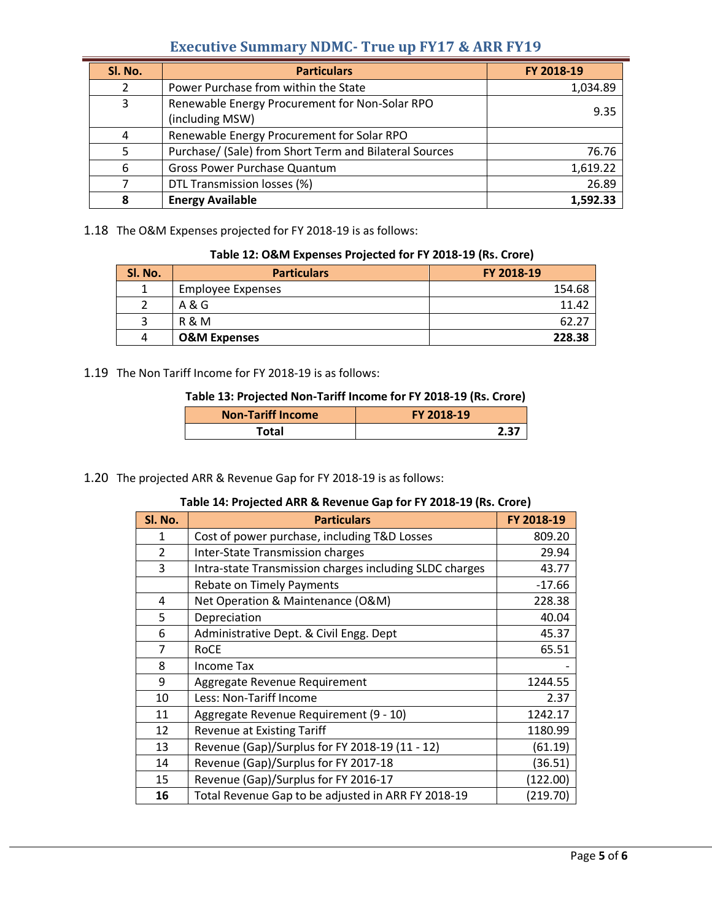| Sl. No. | Particulars | FY 2018-19 |
|---|---|---|
| 2 | Power Purchase from within the State | 1,034.89 |
| 3 | Renewable Energy Procurement for Non-Solar RPO (including MSW) | 9.35 |
| 4 | Renewable Energy Procurement for Solar RPO | |
| 5 | Purchase/ (Sale) from Short Term and Bilateral Sources | 76.76 |
| 6 | Gross Power Purchase Quantum | 1,619.22 |
| 7 | DTL Transmission losses (%) | 26.89 |
| **8** | **Energy Available** | **1,592.33** |

1.18 The O&M Expenses projected for FY 2018-19 is as follows:

**Table 12: O&M Expenses Projected for FY 2018-19 (Rs. Crore)**

| Sl. No. | Particulars | FY 2018-19 |
|---|---|---|
| 1 | Employee Expenses | 154.68 |
| 2 | A & G | 11.42 |
| 3 | R & M | 62.27 |
| 4 | **O&M Expenses** | **228.38** |

1.19 The Non Tariff Income for FY 2018-19 is as follows:

**Table 13: Projected Non-Tariff Income for FY 2018-19 (Rs. Crore)**

| Non-Tariff Income | FY 2018-19 |
|---|---|
| **Total** | **2.37** |

1.20 The projected ARR & Revenue Gap for FY 2018-19 is as follows:

**Table 14: Projected ARR & Revenue Gap for FY 2018-19 (Rs. Crore)**

| Sl. No. | Particulars | FY 2018-19 |
|---|---|---|
| 1 | Cost of power purchase, including T&D Losses | 809.20 |
| 2 | Inter-State Transmission charges | 29.94 |
| 3 | Intra-state Transmission charges including SLDC charges | 43.77 |
| | Rebate on Timely Payments | -17.66 |
| 4 | Net Operation & Maintenance (O&M) | 228.38 |
| 5 | Depreciation | 40.04 |
| 6 | Administrative Dept. & Civil Engg. Dept | 45.37 |
| 7 | RoCE | 65.51 |
| 8 | Income Tax | - |
| 9 | Aggregate Revenue Requirement | 1244.55 |
| 10 | Less: Non-Tariff Income | 2.37 |
| 11 | Aggregate Revenue Requirement (9 - 10) | 1242.17 |
| 12 | Revenue at Existing Tariff | 1180.99 |
| 13 | Revenue (Gap)/Surplus for FY 2018-19 (11 - 12) | (61.19) |
| 14 | Revenue (Gap)/Surplus for FY 2017-18 | (36.51) |
| 15 | Revenue (Gap)/Surplus for FY 2016-17 | (122.00) |
| **16** | Total Revenue Gap to be adjusted in ARR FY 2018-19 | (219.70) |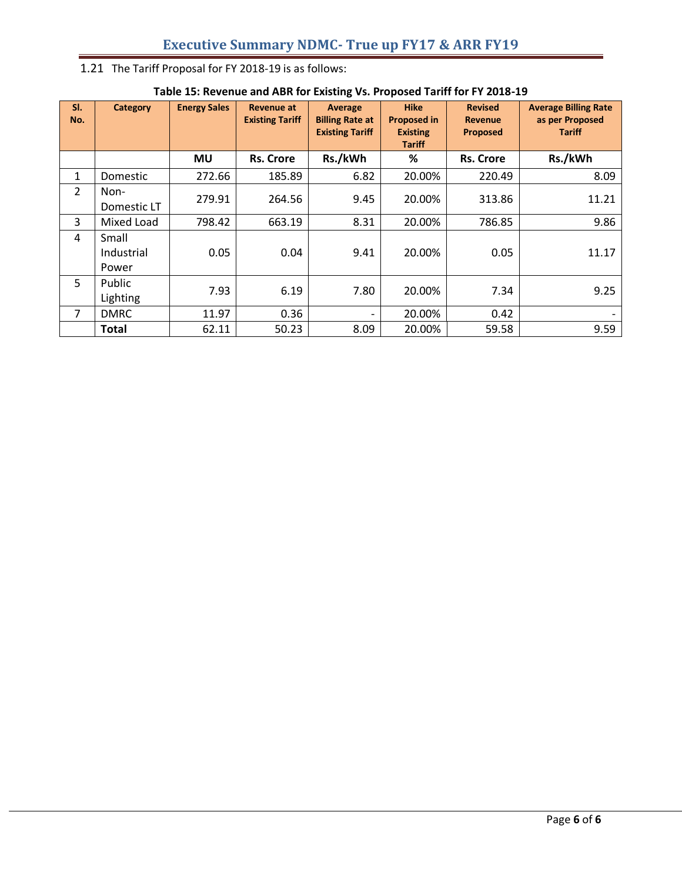1.21 The Tariff Proposal for FY 2018-19 is as follows:

**Table 15: Revenue and ABR for Existing Vs. Proposed Tariff for FY 2018-19**

| Sl. No. | Category | Energy Sales | Revenue at Existing Tariff | Average Billing Rate at Existing Tariff | Hike Proposed in Existing Tariff | Revised Revenue Proposed | Average Billing Rate as per Proposed Tariff |
|---|---|---|---|---|---|---|---|
| | | **MU** | **Rs. Crore** | **Rs./kWh** | **%** | **Rs. Crore** | **Rs./kWh** |
| 1 | Domestic | 272.66 | 185.89 | 6.82 | 20.00% | 220.49 | 8.09 |
| 2 | Non-Domestic LT | 279.91 | 264.56 | 9.45 | 20.00% | 313.86 | 11.21 |
| 3 | Mixed Load | 798.42 | 663.19 | 8.31 | 20.00% | 786.85 | 9.86 |
| 4 | Small Industrial Power | 0.05 | 0.04 | 9.41 | 20.00% | 0.05 | 11.17 |
| 5 | Public Lighting | 7.93 | 6.19 | 7.80 | 20.00% | 7.34 | 9.25 |
| 7 | DMRC | 11.97 | 0.36 | - | 20.00% | 0.42 | - |
| | **Total** | 62.11 | 50.23 | 8.09 | 20.00% | 59.58 | 9.59 |